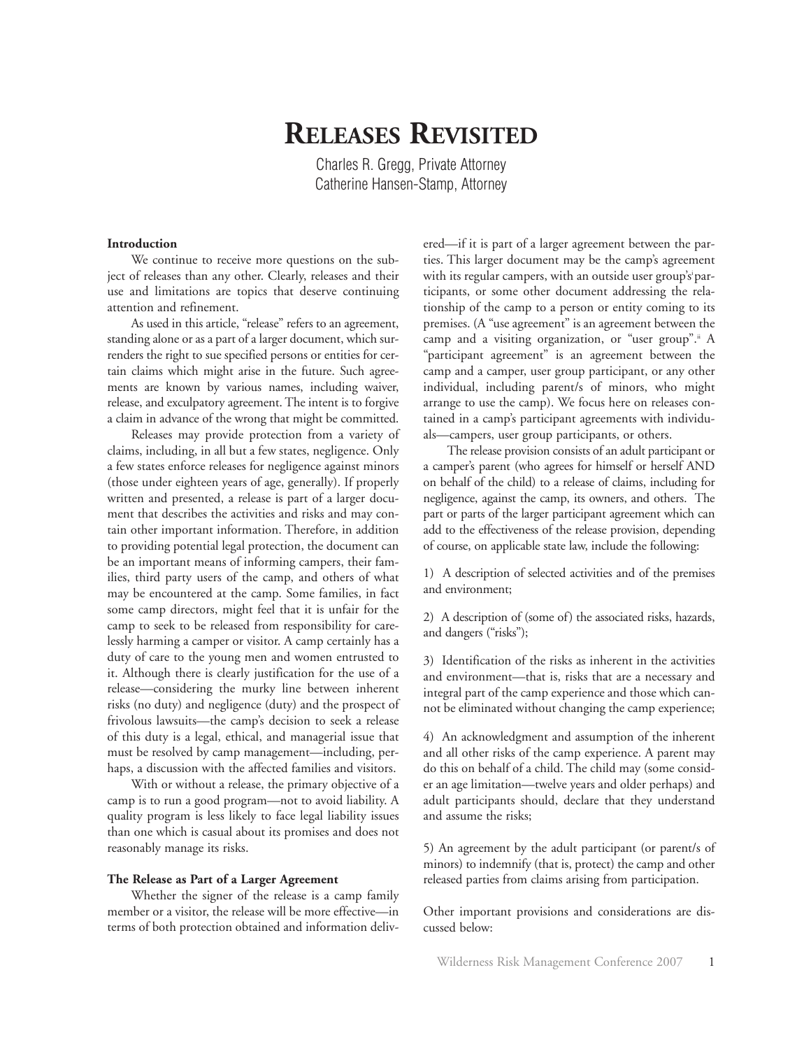# Releases Revisited

Charles R. Gregg, Private Attorney
Catherine Hansen-Stamp, Attorney

### Introduction

We continue to receive more questions on the subject of releases than any other. Clearly, releases and their use and limitations are topics that deserve continuing attention and refinement.

As used in this article, "release" refers to an agreement, standing alone or as a part of a larger document, which surrenders the right to sue specified persons or entities for certain claims which might arise in the future. Such agreements are known by various names, including waiver, release, and exculpatory agreement. The intent is to forgive a claim in advance of the wrong that might be committed.

Releases may provide protection from a variety of claims, including, in all but a few states, negligence. Only a few states enforce releases for negligence against minors (those under eighteen years of age, generally). If properly written and presented, a release is part of a larger document that describes the activities and risks and may contain other important information. Therefore, in addition to providing potential legal protection, the document can be an important means of informing campers, their families, third party users of the camp, and others of what may be encountered at the camp. Some families, in fact some camp directors, might feel that it is unfair for the camp to seek to be released from responsibility for carelessly harming a camper or visitor. A camp certainly has a duty of care to the young men and women entrusted to it. Although there is clearly justification for the use of a release—considering the murky line between inherent risks (no duty) and negligence (duty) and the prospect of frivolous lawsuits—the camp's decision to seek a release of this duty is a legal, ethical, and managerial issue that must be resolved by camp management—including, perhaps, a discussion with the affected families and visitors.

With or without a release, the primary objective of a camp is to run a good program—not to avoid liability. A quality program is less likely to face legal liability issues than one which is casual about its promises and does not reasonably manage its risks.

### The Release as Part of a Larger Agreement

Whether the signer of the release is a camp family member or a visitor, the release will be more effective—in terms of both protection obtained and information delivered—if it is part of a larger agreement between the parties. This larger document may be the camp's agreement with its regular campers, with an outside user group's[i] participants, or some other document addressing the relationship of the camp to a person or entity coming to its premises. (A "use agreement" is an agreement between the camp and a visiting organization, or "user group".[ii] A "participant agreement" is an agreement between the camp and a camper, user group participant, or any other individual, including parent/s of minors, who might arrange to use the camp). We focus here on releases contained in a camp's participant agreements with individuals—campers, user group participants, or others.

The release provision consists of an adult participant or a camper's parent (who agrees for himself or herself AND on behalf of the child) to a release of claims, including for negligence, against the camp, its owners, and others. The part or parts of the larger participant agreement which can add to the effectiveness of the release provision, depending of course, on applicable state law, include the following:

1) A description of selected activities and of the premises and environment;

2) A description of (some of) the associated risks, hazards, and dangers ("risks");

3) Identification of the risks as inherent in the activities and environment—that is, risks that are a necessary and integral part of the camp experience and those which cannot be eliminated without changing the camp experience;

4) An acknowledgment and assumption of the inherent and all other risks of the camp experience. A parent may do this on behalf of a child. The child may (some consider an age limitation—twelve years and older perhaps) and adult participants should, declare that they understand and assume the risks;

5) An agreement by the adult participant (or parent/s of minors) to indemnify (that is, protect) the camp and other released parties from claims arising from participation.

Other important provisions and considerations are discussed below: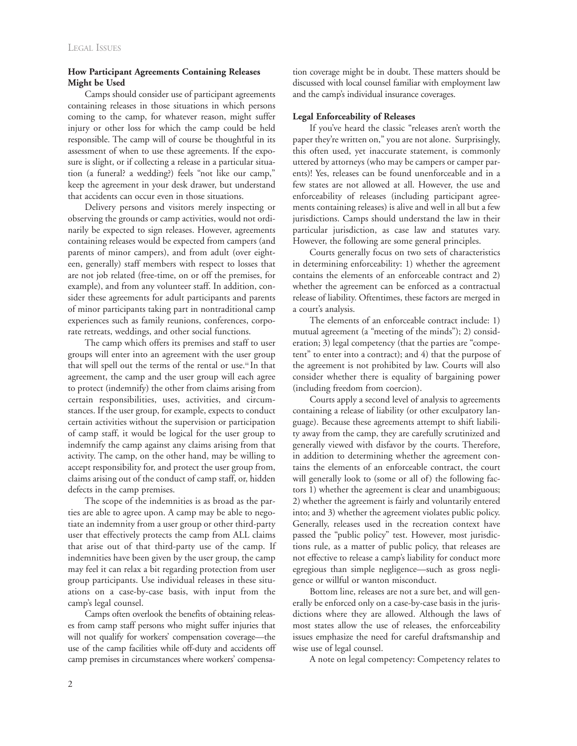### How Participant Agreements Containing Releases Might be Used

Camps should consider use of participant agreements containing releases in those situations in which persons coming to the camp, for whatever reason, might suffer injury or other loss for which the camp could be held responsible. The camp will of course be thoughtful in its assessment of when to use these agreements. If the exposure is slight, or if collecting a release in a particular situation (a funeral? a wedding?) feels "not like our camp," keep the agreement in your desk drawer, but understand that accidents can occur even in those situations.

Delivery persons and visitors merely inspecting or observing the grounds or camp activities, would not ordinarily be expected to sign releases. However, agreements containing releases would be expected from campers (and parents of minor campers), and from adult (over eighteen, generally) staff members with respect to losses that are not job related (free-time, on or off the premises, for example), and from any volunteer staff. In addition, consider these agreements for adult participants and parents of minor participants taking part in nontraditional camp experiences such as family reunions, conferences, corporate retreats, weddings, and other social functions.

The camp which offers its premises and staff to user groups will enter into an agreement with the user group that will spell out the terms of the rental or use.[iii] In that agreement, the camp and the user group will each agree to protect (indemnify) the other from claims arising from certain responsibilities, uses, activities, and circumstances. If the user group, for example, expects to conduct certain activities without the supervision or participation of camp staff, it would be logical for the user group to indemnify the camp against any claims arising from that activity. The camp, on the other hand, may be willing to accept responsibility for, and protect the user group from, claims arising out of the conduct of camp staff, or, hidden defects in the camp premises.

The scope of the indemnities is as broad as the parties are able to agree upon. A camp may be able to negotiate an indemnity from a user group or other third-party user that effectively protects the camp from ALL claims that arise out of that third-party use of the camp. If indemnities have been given by the user group, the camp may feel it can relax a bit regarding protection from user group participants. Use individual releases in these situations on a case-by-case basis, with input from the camp's legal counsel.

Camps often overlook the benefits of obtaining releases from camp staff persons who might suffer injuries that will not qualify for workers' compensation coverage—the use of the camp facilities while off-duty and accidents off camp premises in circumstances where workers' compensation coverage might be in doubt. These matters should be discussed with local counsel familiar with employment law and the camp's individual insurance coverages.

### Legal Enforceability of Releases

If you've heard the classic "releases aren't worth the paper they're written on," you are not alone. Surprisingly, this often used, yet inaccurate statement, is commonly uttered by attorneys (who may be campers or camper parents)! Yes, releases can be found unenforceable and in a few states are not allowed at all. However, the use and enforceability of releases (including participant agreements containing releases) is alive and well in all but a few jurisdictions. Camps should understand the law in their particular jurisdiction, as case law and statutes vary. However, the following are some general principles.

Courts generally focus on two sets of characteristics in determining enforceability: 1) whether the agreement contains the elements of an enforceable contract and 2) whether the agreement can be enforced as a contractual release of liability. Oftentimes, these factors are merged in a court's analysis.

The elements of an enforceable contract include: 1) mutual agreement (a "meeting of the minds"); 2) consideration; 3) legal competency (that the parties are "competent" to enter into a contract); and 4) that the purpose of the agreement is not prohibited by law. Courts will also consider whether there is equality of bargaining power (including freedom from coercion).

Courts apply a second level of analysis to agreements containing a release of liability (or other exculpatory language). Because these agreements attempt to shift liability away from the camp, they are carefully scrutinized and generally viewed with disfavor by the courts. Therefore, in addition to determining whether the agreement contains the elements of an enforceable contract, the court will generally look to (some or all of) the following factors 1) whether the agreement is clear and unambiguous; 2) whether the agreement is fairly and voluntarily entered into; and 3) whether the agreement violates public policy. Generally, releases used in the recreation context have passed the "public policy" test. However, most jurisdictions rule, as a matter of public policy, that releases are not effective to release a camp's liability for conduct more egregious than simple negligence—such as gross negligence or willful or wanton misconduct.

Bottom line, releases are not a sure bet, and will generally be enforced only on a case-by-case basis in the jurisdictions where they are allowed. Although the laws of most states allow the use of releases, the enforceability issues emphasize the need for careful draftsmanship and wise use of legal counsel.

A note on legal competency: Competency relates to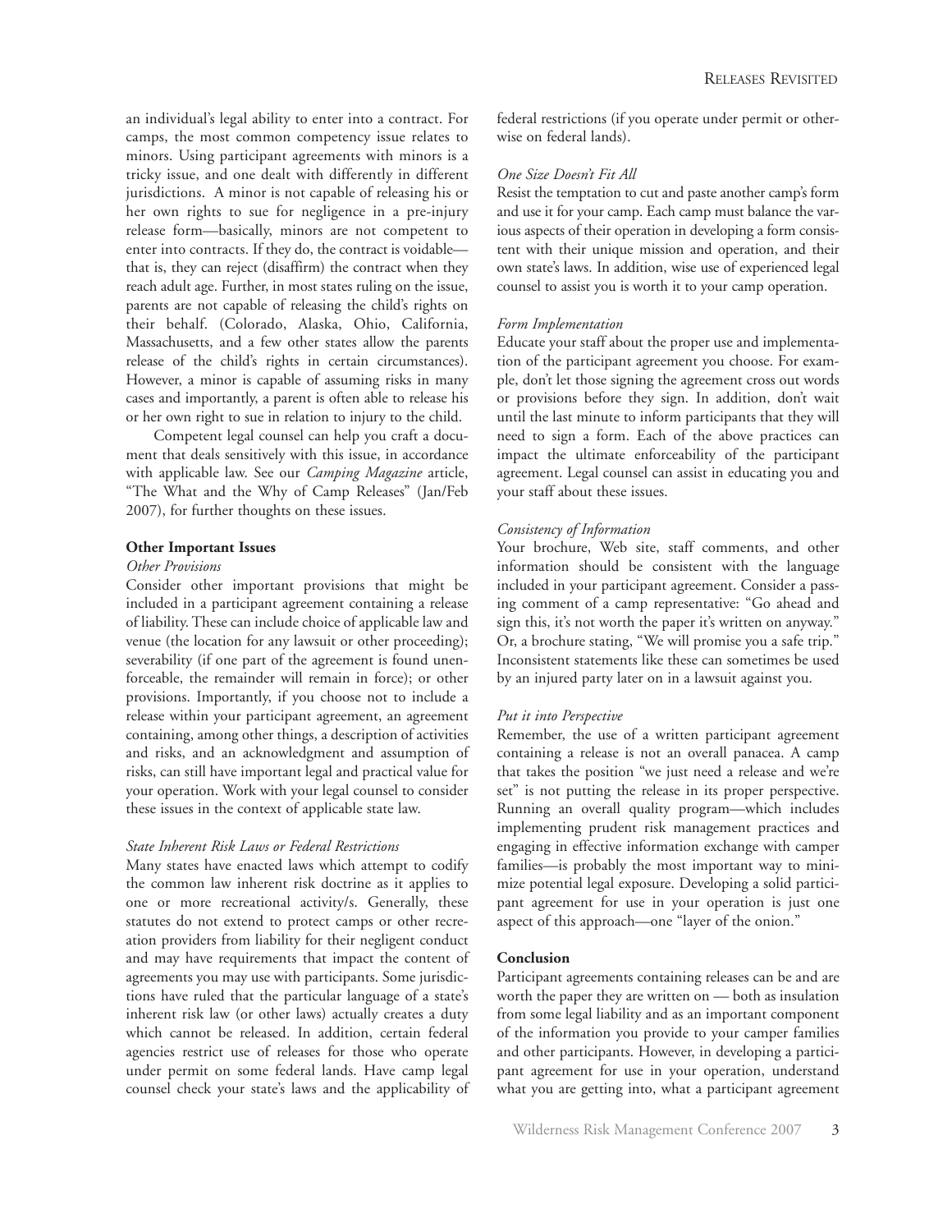an individual's legal ability to enter into a contract. For camps, the most common competency issue relates to minors. Using participant agreements with minors is a tricky issue, and one dealt with differently in different jurisdictions. A minor is not capable of releasing his or her own rights to sue for negligence in a pre-injury release form—basically, minors are not competent to enter into contracts. If they do, the contract is voidable—that is, they can reject (disaffirm) the contract when they reach adult age. Further, in most states ruling on the issue, parents are not capable of releasing the child's rights on their behalf. (Colorado, Alaska, Ohio, California, Massachusetts, and a few other states allow the parents release of the child's rights in certain circumstances). However, a minor is capable of assuming risks in many cases and importantly, a parent is often able to release his or her own right to sue in relation to injury to the child.

Competent legal counsel can help you craft a document that deals sensitively with this issue, in accordance with applicable law. See our *Camping Magazine* article, "The What and the Why of Camp Releases" (Jan/Feb 2007), for further thoughts on these issues.

**Other Important Issues**

*Other Provisions*

Consider other important provisions that might be included in a participant agreement containing a release of liability. These can include choice of applicable law and venue (the location for any lawsuit or other proceeding); severability (if one part of the agreement is found unenforceable, the remainder will remain in force); or other provisions. Importantly, if you choose not to include a release within your participant agreement, an agreement containing, among other things, a description of activities and risks, and an acknowledgment and assumption of risks, can still have important legal and practical value for your operation. Work with your legal counsel to consider these issues in the context of applicable state law.

*State Inherent Risk Laws or Federal Restrictions*

Many states have enacted laws which attempt to codify the common law inherent risk doctrine as it applies to one or more recreational activity/s. Generally, these statutes do not extend to protect camps or other recreation providers from liability for their negligent conduct and may have requirements that impact the content of agreements you may use with participants. Some jurisdictions have ruled that the particular language of a state's inherent risk law (or other laws) actually creates a duty which cannot be released. In addition, certain federal agencies restrict use of releases for those who operate under permit on some federal lands. Have camp legal counsel check your state's laws and the applicability of federal restrictions (if you operate under permit or otherwise on federal lands).

*One Size Doesn't Fit All*

Resist the temptation to cut and paste another camp's form and use it for your camp. Each camp must balance the various aspects of their operation in developing a form consistent with their unique mission and operation, and their own state's laws. In addition, wise use of experienced legal counsel to assist you is worth it to your camp operation.

*Form Implementation*

Educate your staff about the proper use and implementation of the participant agreement you choose. For example, don't let those signing the agreement cross out words or provisions before they sign. In addition, don't wait until the last minute to inform participants that they will need to sign a form. Each of the above practices can impact the ultimate enforceability of the participant agreement. Legal counsel can assist in educating you and your staff about these issues.

*Consistency of Information*

Your brochure, Web site, staff comments, and other information should be consistent with the language included in your participant agreement. Consider a passing comment of a camp representative: "Go ahead and sign this, it's not worth the paper it's written on anyway." Or, a brochure stating, "We will promise you a safe trip." Inconsistent statements like these can sometimes be used by an injured party later on in a lawsuit against you.

*Put it into Perspective*

Remember, the use of a written participant agreement containing a release is not an overall panacea. A camp that takes the position "we just need a release and we're set" is not putting the release in its proper perspective. Running an overall quality program—which includes implementing prudent risk management practices and engaging in effective information exchange with camper families—is probably the most important way to minimize potential legal exposure. Developing a solid participant agreement for use in your operation is just one aspect of this approach—one "layer of the onion."

**Conclusion**

Participant agreements containing releases can be and are worth the paper they are written on — both as insulation from some legal liability and as an important component of the information you provide to your camper families and other participants. However, in developing a participant agreement for use in your operation, understand what you are getting into, what a participant agreement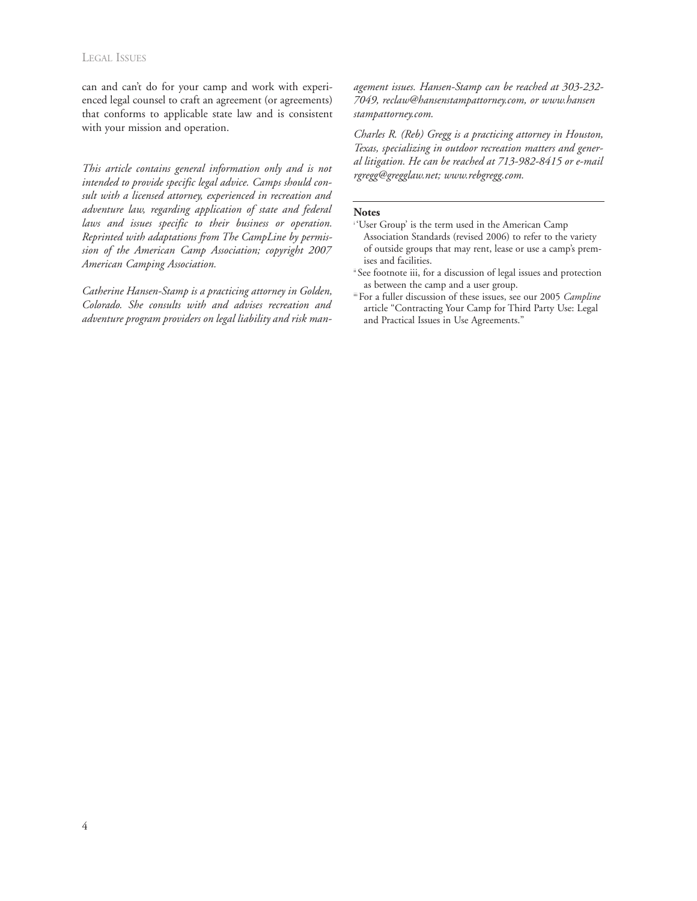can and can't do for your camp and work with experienced legal counsel to craft an agreement (or agreements) that conforms to applicable state law and is consistent with your mission and operation.

*This article contains general information only and is not intended to provide specific legal advice. Camps should consult with a licensed attorney, experienced in recreation and adventure law, regarding application of state and federal laws and issues specific to their business or operation. Reprinted with adaptations from The CampLine by permission of the American Camp Association; copyright 2007 American Camping Association.*

*Catherine Hansen-Stamp is a practicing attorney in Golden, Colorado. She consults with and advises recreation and adventure program providers on legal liability and risk management issues. Hansen-Stamp can be reached at 303-232-7049, reclaw@hansenstampattorney.com, or www.hansenstampattorney.com.*

*Charles R. (Reb) Gregg is a practicing attorney in Houston, Texas, specializing in outdoor recreation matters and general litigation. He can be reached at 713-982-8415 or e-mail rgregg@gregglaw.net; www.rebgregg.com.*

---

**Notes**

[i] 'User Group' is the term used in the American Camp Association Standards (revised 2006) to refer to the variety of outside groups that may rent, lease or use a camp's premises and facilities.

[ii] See footnote iii, for a discussion of legal issues and protection as between the camp and a user group.

[iii] For a fuller discussion of these issues, see our 2005 *Campline* article "Contracting Your Camp for Third Party Use: Legal and Practical Issues in Use Agreements."